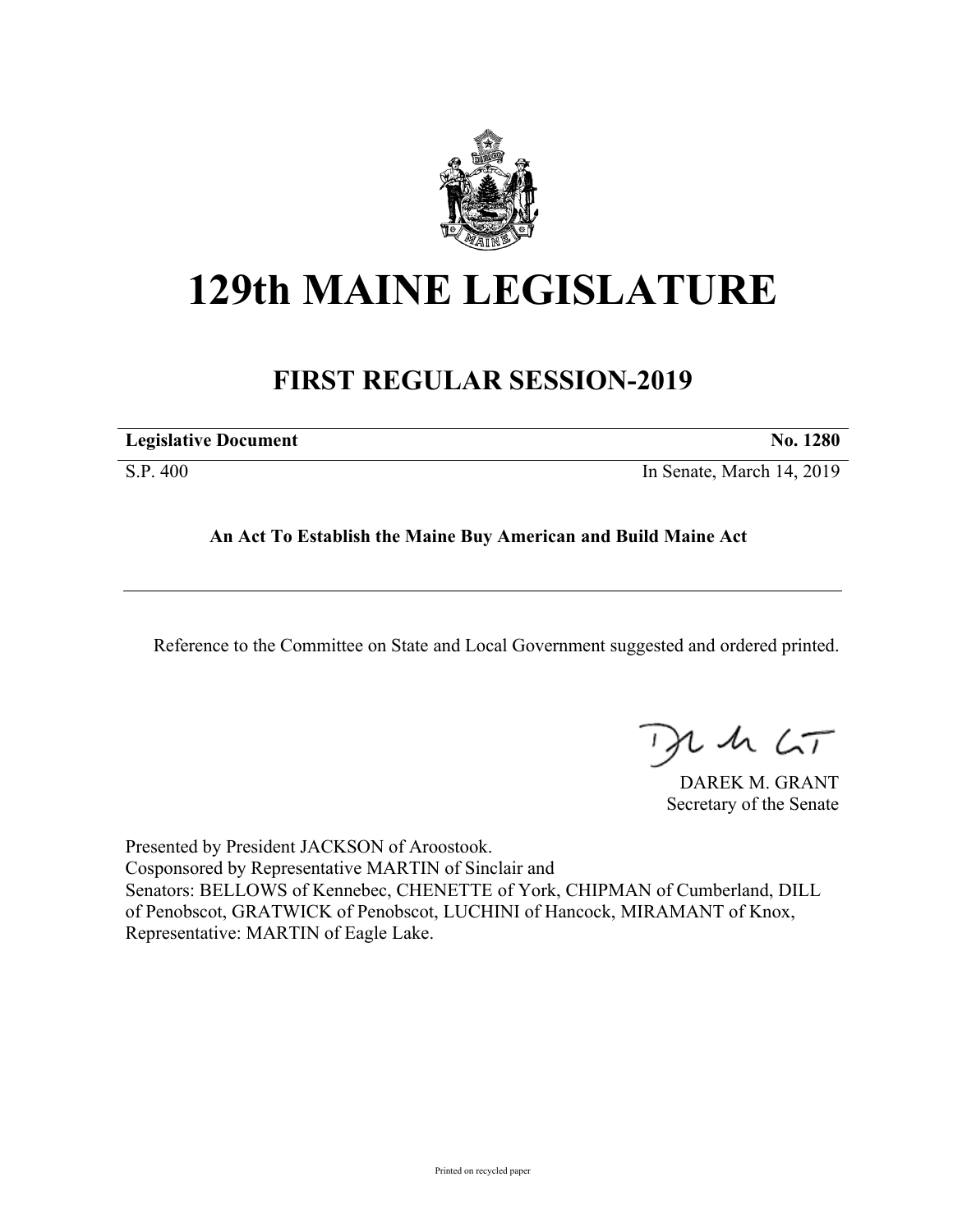# 129th MAINE LEGISLATURE

## FIRST REGULAR SESSION-2019

**Legislative Document** **No. 1280**

S.P. 400 In Senate, March 14, 2019

**An Act To Establish the Maine Buy American and Build Maine Act**

---

Reference to the Committee on State and Local Government suggested and ordered printed.

DAREK M. GRANT
Secretary of the Senate

Presented by President JACKSON of Aroostook.
Cosponsored by Representative MARTIN of Sinclair and
Senators: BELLOWS of Kennebec, CHENETTE of York, CHIPMAN of Cumberland, DILL of Penobscot, GRATWICK of Penobscot, LUCHINI of Hancock, MIRAMANT of Knox, Representative: MARTIN of Eagle Lake.

Printed on recycled paper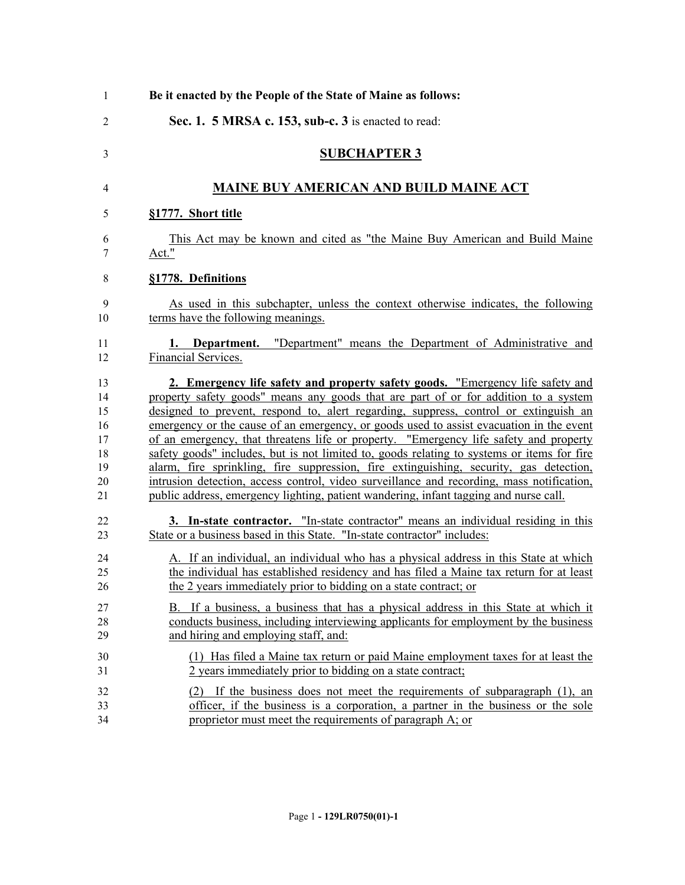**Be it enacted by the People of the State of Maine as follows:**

**Sec. 1. 5 MRSA c. 153, sub-c. 3** is enacted to read:

## SUBCHAPTER 3

## MAINE BUY AMERICAN AND BUILD MAINE ACT

### §1777. Short title

This Act may be known and cited as "the Maine Buy American and Build Maine Act."

### §1778. Definitions

As used in this subchapter, unless the context otherwise indicates, the following terms have the following meanings.

**1. Department.** "Department" means the Department of Administrative and Financial Services.

**2. Emergency life safety and property safety goods.** "Emergency life safety and property safety goods" means any goods that are part of or for addition to a system designed to prevent, respond to, alert regarding, suppress, control or extinguish an emergency or the cause of an emergency, or goods used to assist evacuation in the event of an emergency, that threatens life or property. "Emergency life safety and property safety goods" includes, but is not limited to, goods relating to systems or items for fire alarm, fire sprinkling, fire suppression, fire extinguishing, security, gas detection, intrusion detection, access control, video surveillance and recording, mass notification, public address, emergency lighting, patient wandering, infant tagging and nurse call.

**3. In-state contractor.** "In-state contractor" means an individual residing in this State or a business based in this State. "In-state contractor" includes:

A. If an individual, an individual who has a physical address in this State at which the individual has established residency and has filed a Maine tax return for at least the 2 years immediately prior to bidding on a state contract; or

B. If a business, a business that has a physical address in this State at which it conducts business, including interviewing applicants for employment by the business and hiring and employing staff, and:

(1) Has filed a Maine tax return or paid Maine employment taxes for at least the 2 years immediately prior to bidding on a state contract;

(2) If the business does not meet the requirements of subparagraph (1), an officer, if the business is a corporation, a partner in the business or the sole proprietor must meet the requirements of paragraph A; or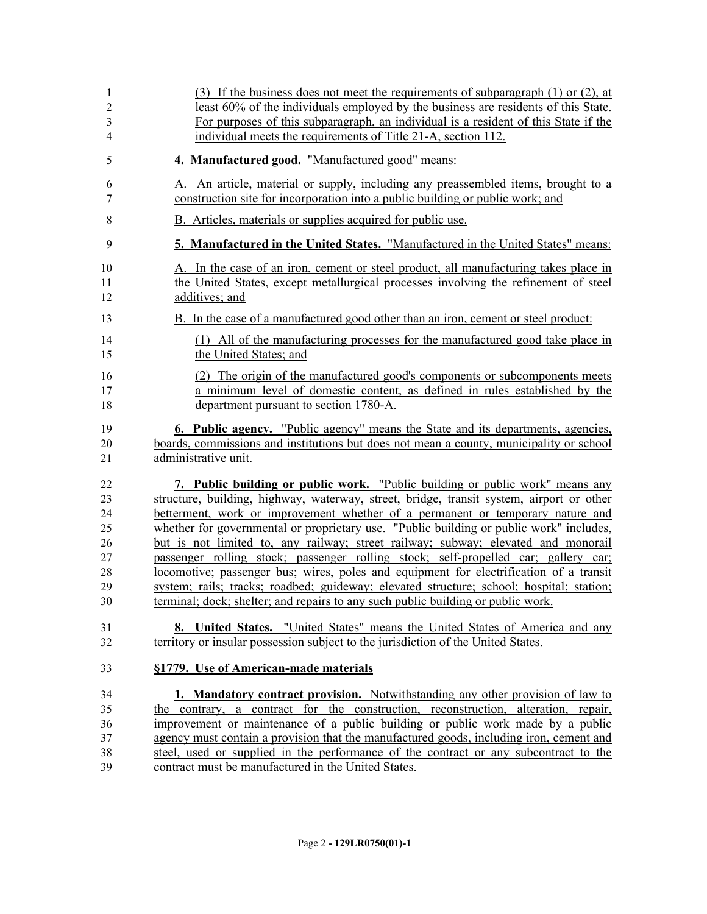(3) If the business does not meet the requirements of subparagraph (1) or (2), at least 60% of the individuals employed by the business are residents of this State. For purposes of this subparagraph, an individual is a resident of this State if the individual meets the requirements of Title 21-A, section 112.

**4. Manufactured good.** "Manufactured good" means:

A. An article, material or supply, including any preassembled items, brought to a construction site for incorporation into a public building or public work; and

B. Articles, materials or supplies acquired for public use.

**5. Manufactured in the United States.** "Manufactured in the United States" means:

A. In the case of an iron, cement or steel product, all manufacturing takes place in the United States, except metallurgical processes involving the refinement of steel additives; and

B. In the case of a manufactured good other than an iron, cement or steel product:

(1) All of the manufacturing processes for the manufactured good take place in the United States; and

(2) The origin of the manufactured good's components or subcomponents meets a minimum level of domestic content, as defined in rules established by the department pursuant to section 1780-A.

**6. Public agency.** "Public agency" means the State and its departments, agencies, boards, commissions and institutions but does not mean a county, municipality or school administrative unit.

**7. Public building or public work.** "Public building or public work" means any structure, building, highway, waterway, street, bridge, transit system, airport or other betterment, work or improvement whether of a permanent or temporary nature and whether for governmental or proprietary use. "Public building or public work" includes, but is not limited to, any railway; street railway; subway; elevated and monorail passenger rolling stock; passenger rolling stock; self-propelled car; gallery car; locomotive; passenger bus; wires, poles and equipment for electrification of a transit system; rails; tracks; roadbed; guideway; elevated structure; school; hospital; station; terminal; dock; shelter; and repairs to any such public building or public work.

**8. United States.** "United States" means the United States of America and any territory or insular possession subject to the jurisdiction of the United States.

**§1779. Use of American-made materials**

**1. Mandatory contract provision.** Notwithstanding any other provision of law to the contrary, a contract for the construction, reconstruction, alteration, repair, improvement or maintenance of a public building or public work made by a public agency must contain a provision that the manufactured goods, including iron, cement and steel, used or supplied in the performance of the contract or any subcontract to the contract must be manufactured in the United States.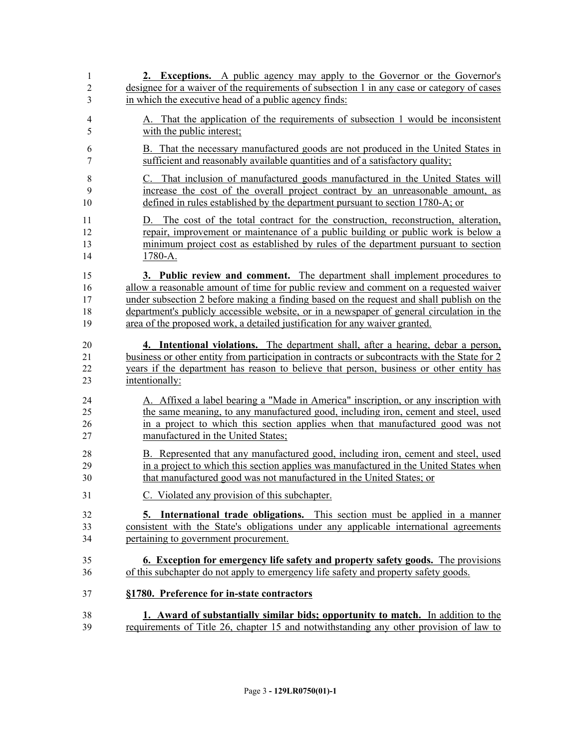**2. Exceptions.** A public agency may apply to the Governor or the Governor's designee for a waiver of the requirements of subsection 1 in any case or category of cases in which the executive head of a public agency finds:

A. That the application of the requirements of subsection 1 would be inconsistent with the public interest;

B. That the necessary manufactured goods are not produced in the United States in sufficient and reasonably available quantities and of a satisfactory quality;

C. That inclusion of manufactured goods manufactured in the United States will increase the cost of the overall project contract by an unreasonable amount, as defined in rules established by the department pursuant to section 1780-A; or

D. The cost of the total contract for the construction, reconstruction, alteration, repair, improvement or maintenance of a public building or public work is below a minimum project cost as established by rules of the department pursuant to section 1780-A.

**3. Public review and comment.** The department shall implement procedures to allow a reasonable amount of time for public review and comment on a requested waiver under subsection 2 before making a finding based on the request and shall publish on the department's publicly accessible website, or in a newspaper of general circulation in the area of the proposed work, a detailed justification for any waiver granted.

**4. Intentional violations.** The department shall, after a hearing, debar a person, business or other entity from participation in contracts or subcontracts with the State for 2 years if the department has reason to believe that person, business or other entity has intentionally:

A. Affixed a label bearing a "Made in America" inscription, or any inscription with the same meaning, to any manufactured good, including iron, cement and steel, used in a project to which this section applies when that manufactured good was not manufactured in the United States;

B. Represented that any manufactured good, including iron, cement and steel, used in a project to which this section applies was manufactured in the United States when that manufactured good was not manufactured in the United States; or

C. Violated any provision of this subchapter.

**5. International trade obligations.** This section must be applied in a manner consistent with the State's obligations under any applicable international agreements pertaining to government procurement.

**6. Exception for emergency life safety and property safety goods.** The provisions of this subchapter do not apply to emergency life safety and property safety goods.

**§1780. Preference for in-state contractors**

**1. Award of substantially similar bids; opportunity to match.** In addition to the requirements of Title 26, chapter 15 and notwithstanding any other provision of law to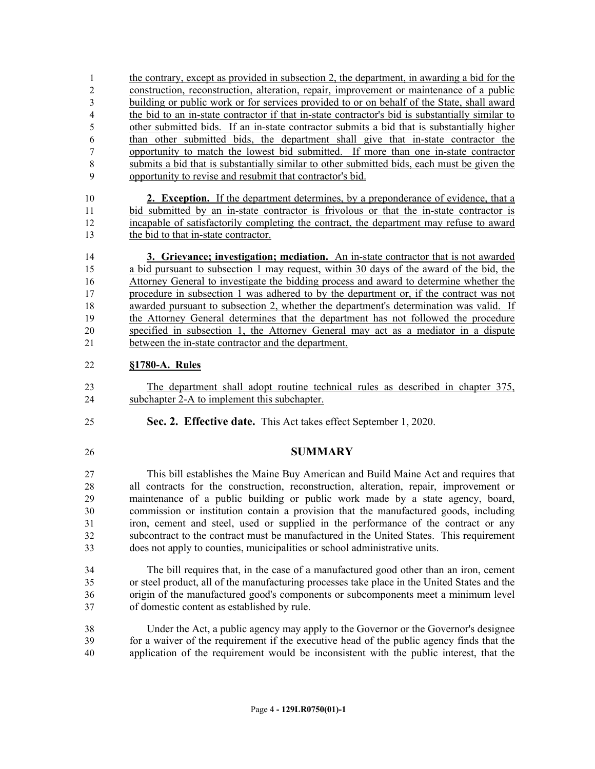the contrary, except as provided in subsection 2, the department, in awarding a bid for the construction, reconstruction, alteration, repair, improvement or maintenance of a public building or public work or for services provided to or on behalf of the State, shall award the bid to an in-state contractor if that in-state contractor's bid is substantially similar to other submitted bids. If an in-state contractor submits a bid that is substantially higher than other submitted bids, the department shall give that in-state contractor the opportunity to match the lowest bid submitted. If more than one in-state contractor submits a bid that is substantially similar to other submitted bids, each must be given the opportunity to revise and resubmit that contractor's bid.

**2. Exception.** If the department determines, by a preponderance of evidence, that a bid submitted by an in-state contractor is frivolous or that the in-state contractor is incapable of satisfactorily completing the contract, the department may refuse to award the bid to that in-state contractor.

**3. Grievance; investigation; mediation.** An in-state contractor that is not awarded a bid pursuant to subsection 1 may request, within 30 days of the award of the bid, the Attorney General to investigate the bidding process and award to determine whether the procedure in subsection 1 was adhered to by the department or, if the contract was not awarded pursuant to subsection 2, whether the department's determination was valid. If the Attorney General determines that the department has not followed the procedure specified in subsection 1, the Attorney General may act as a mediator in a dispute between the in-state contractor and the department.

**§1780-A. Rules**

The department shall adopt routine technical rules as described in chapter 375, subchapter 2-A to implement this subchapter.

**Sec. 2. Effective date.** This Act takes effect September 1, 2020.

## SUMMARY

This bill establishes the Maine Buy American and Build Maine Act and requires that all contracts for the construction, reconstruction, alteration, repair, improvement or maintenance of a public building or public work made by a state agency, board, commission or institution contain a provision that the manufactured goods, including iron, cement and steel, used or supplied in the performance of the contract or any subcontract to the contract must be manufactured in the United States. This requirement does not apply to counties, municipalities or school administrative units.

The bill requires that, in the case of a manufactured good other than an iron, cement or steel product, all of the manufacturing processes take place in the United States and the origin of the manufactured good's components or subcomponents meet a minimum level of domestic content as established by rule.

Under the Act, a public agency may apply to the Governor or the Governor's designee for a waiver of the requirement if the executive head of the public agency finds that the application of the requirement would be inconsistent with the public interest, that the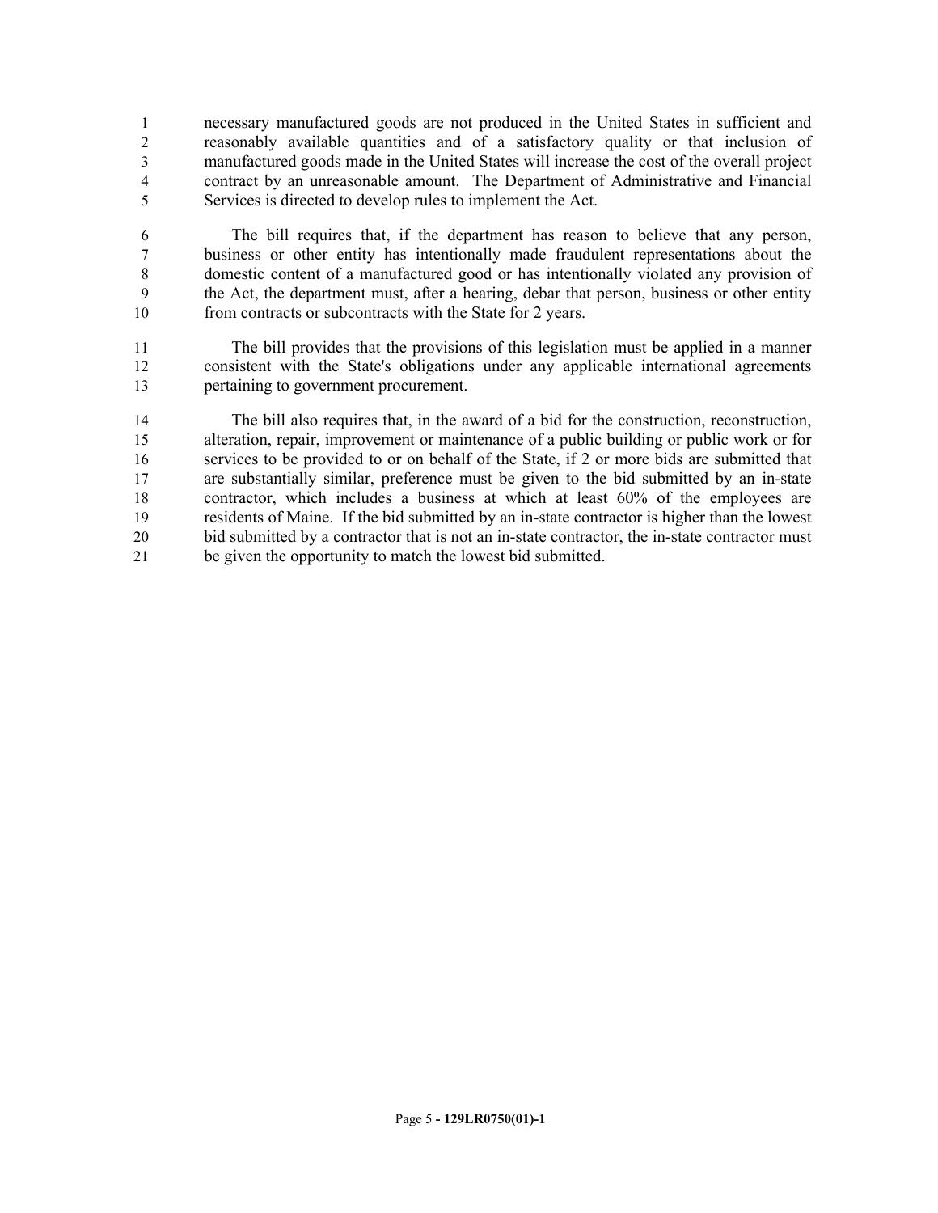necessary manufactured goods are not produced in the United States in sufficient and reasonably available quantities and of a satisfactory quality or that inclusion of manufactured goods made in the United States will increase the cost of the overall project contract by an unreasonable amount. The Department of Administrative and Financial Services is directed to develop rules to implement the Act.

The bill requires that, if the department has reason to believe that any person, business or other entity has intentionally made fraudulent representations about the domestic content of a manufactured good or has intentionally violated any provision of the Act, the department must, after a hearing, debar that person, business or other entity from contracts or subcontracts with the State for 2 years.

The bill provides that the provisions of this legislation must be applied in a manner consistent with the State's obligations under any applicable international agreements pertaining to government procurement.

The bill also requires that, in the award of a bid for the construction, reconstruction, alteration, repair, improvement or maintenance of a public building or public work or for services to be provided to or on behalf of the State, if 2 or more bids are submitted that are substantially similar, preference must be given to the bid submitted by an in-state contractor, which includes a business at which at least 60% of the employees are residents of Maine. If the bid submitted by an in-state contractor is higher than the lowest bid submitted by a contractor that is not an in-state contractor, the in-state contractor must be given the opportunity to match the lowest bid submitted.